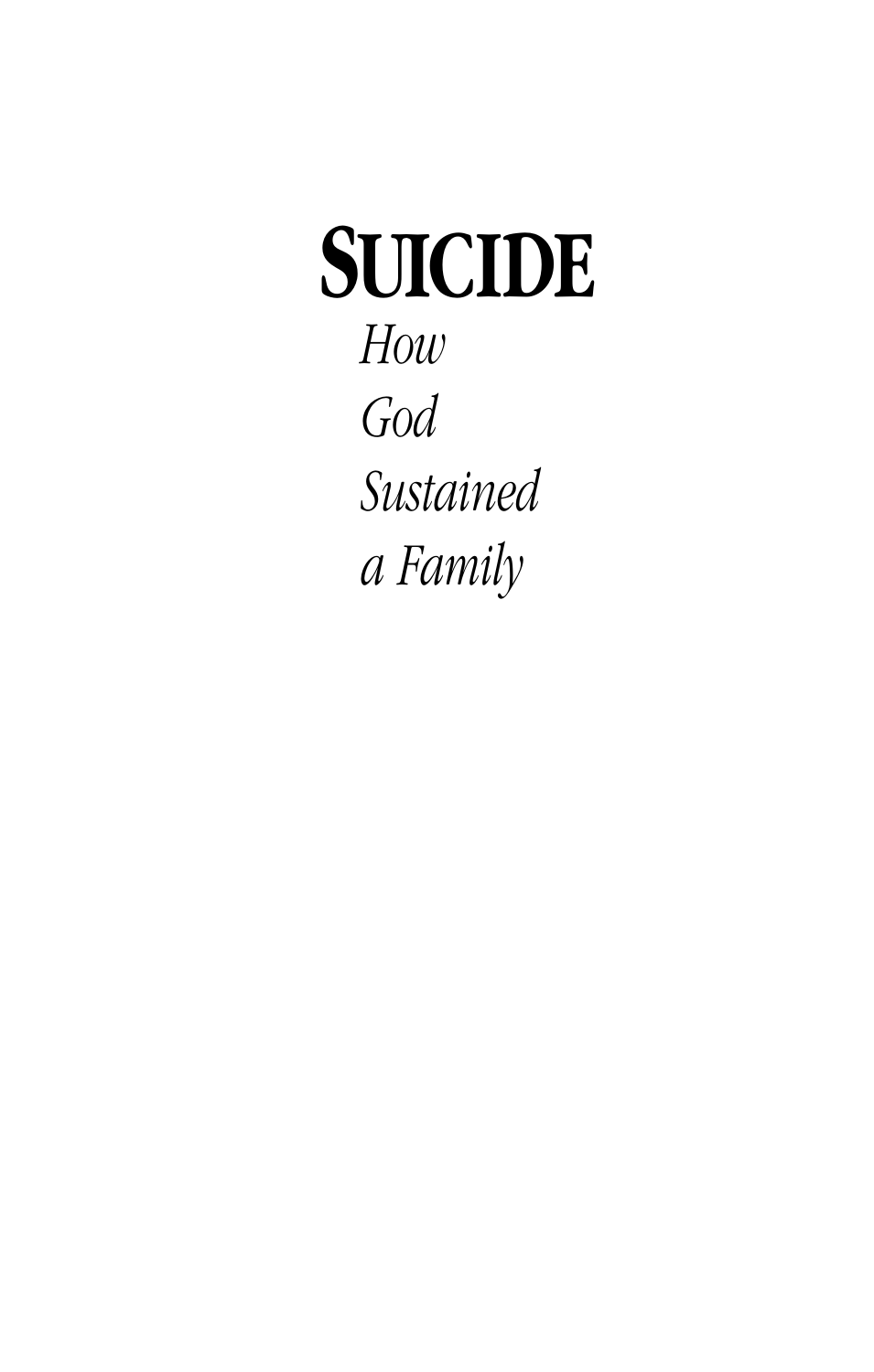# SUICIDE

*How God Sustained a Family*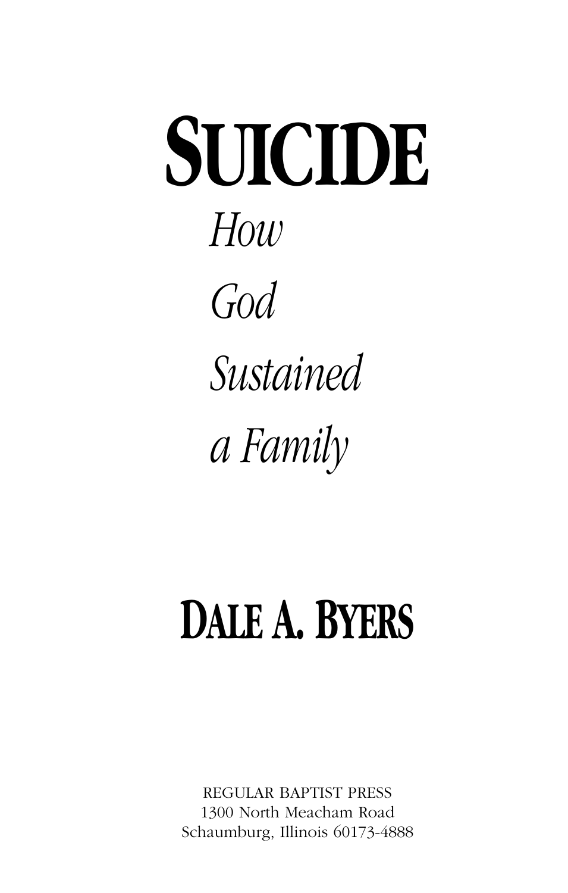# SUICIDE

*How*

*God*

*Sustained*

*a Family*

## DALE A. BYERS

REGULAR BAPTIST PRESS
1300 North Meacham Road
Schaumburg, Illinois 60173-4888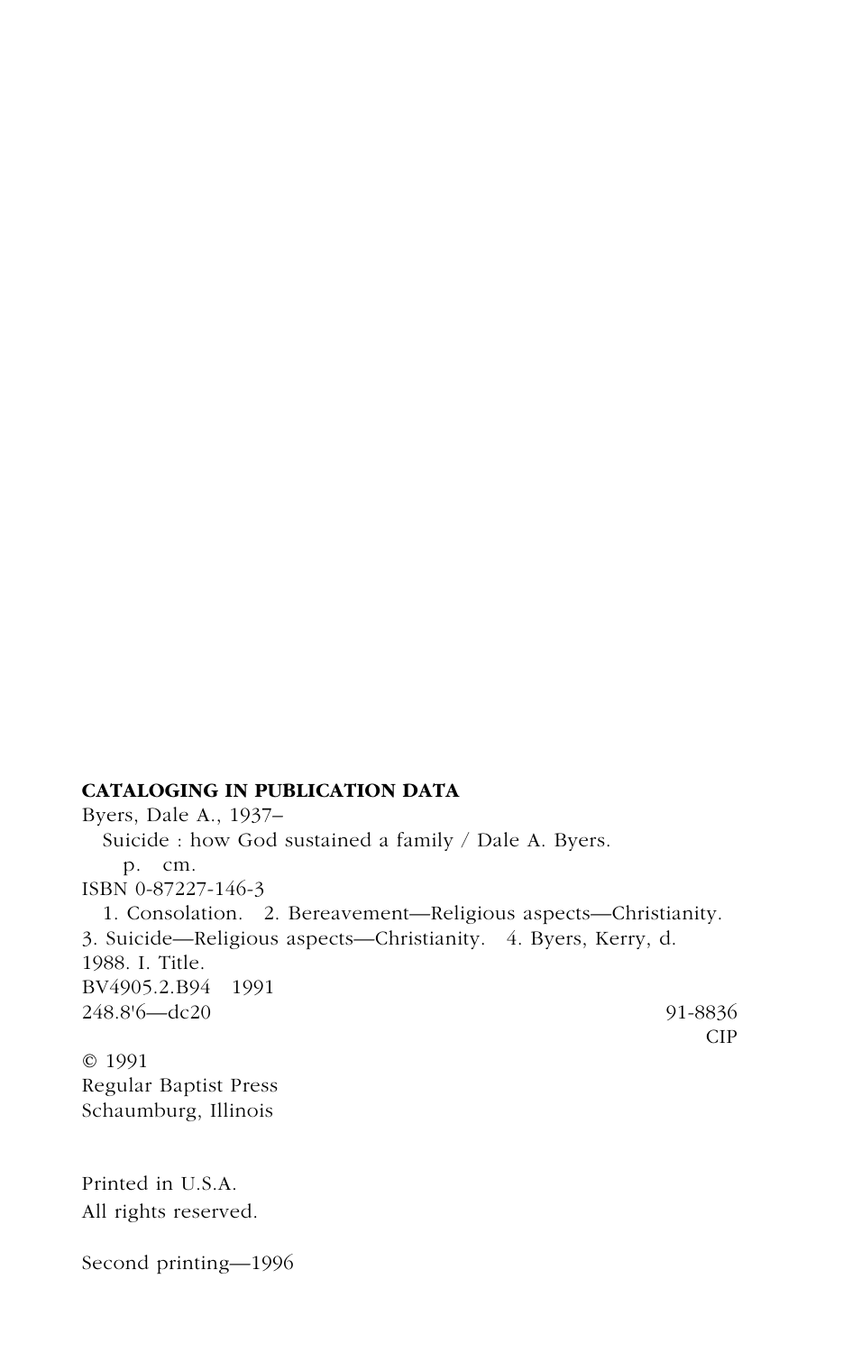**CATALOGING IN PUBLICATION DATA**

Byers, Dale A., 1937–
  Suicide : how God sustained a family / Dale A. Byers.
    p.  cm.
ISBN 0-87227-146-3
  1. Consolation.  2. Bereavement—Religious aspects—Christianity.
3. Suicide—Religious aspects—Christianity.  4. Byers, Kerry, d.
1988. I. Title.
BV4905.2.B94  1991
248.8'6—dc20                                        91-8836
                                                       CIP

© 1991
Regular Baptist Press
Schaumburg, Illinois

Printed in U.S.A.
All rights reserved.

Second printing—1996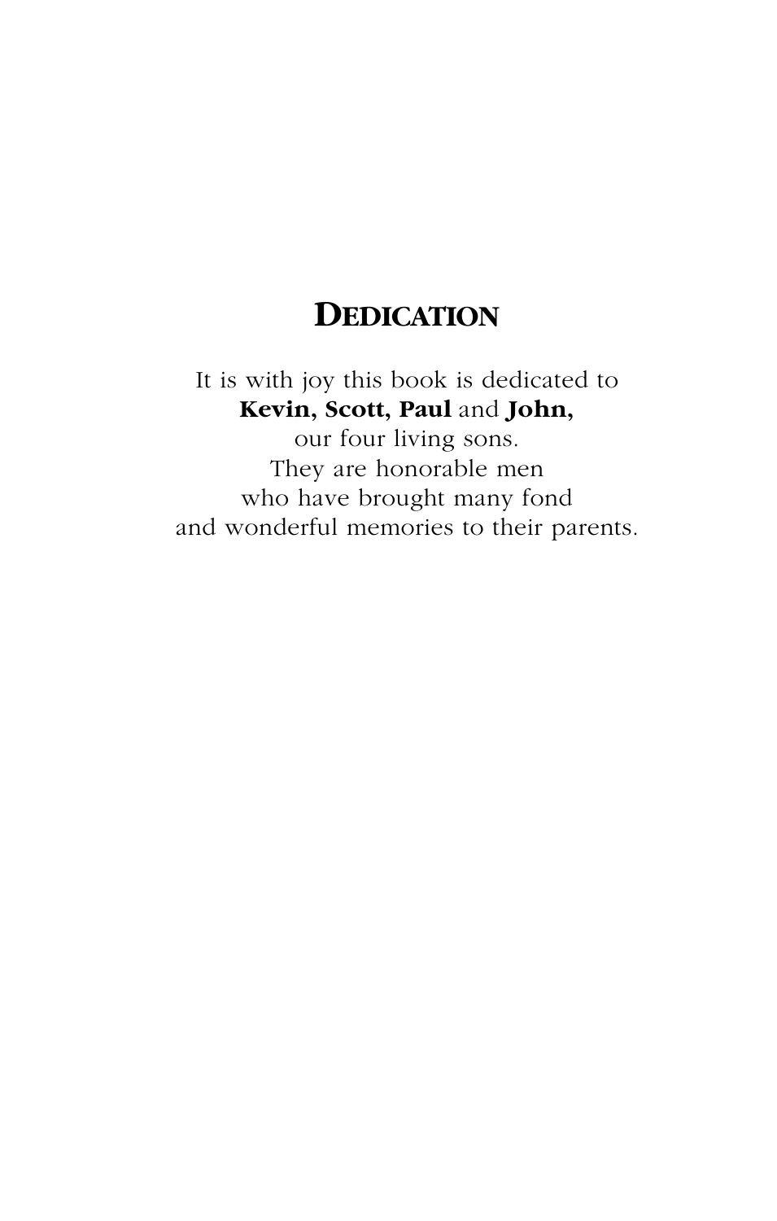# Dedication

It is with joy this book is dedicated to
**Kevin, Scott, Paul** and **John,**
our four living sons.
They are honorable men
who have brought many fond
and wonderful memories to their parents.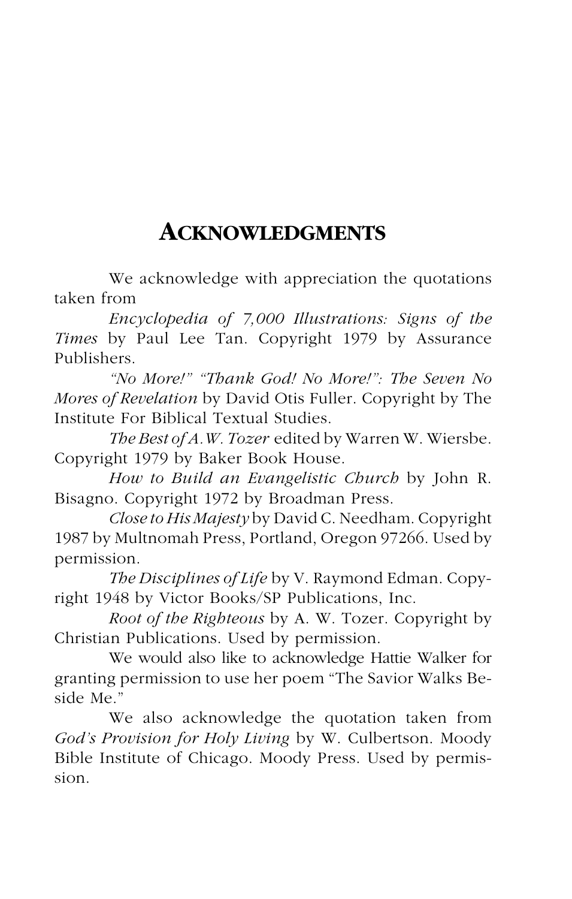# ACKNOWLEDGMENTS

We acknowledge with appreciation the quotations taken from

*Encyclopedia of 7,000 Illustrations: Signs of the Times* by Paul Lee Tan. Copyright 1979 by Assurance Publishers.

*"No More!" "Thank God! No More!": The Seven No Mores of Revelation* by David Otis Fuller. Copyright by The Institute For Biblical Textual Studies.

*The Best of A.W. Tozer* edited by Warren W. Wiersbe. Copyright 1979 by Baker Book House.

*How to Build an Evangelistic Church* by John R. Bisagno. Copyright 1972 by Broadman Press.

*Close to His Majesty* by David C. Needham. Copyright 1987 by Multnomah Press, Portland, Oregon 97266. Used by permission.

*The Disciplines of Life* by V. Raymond Edman. Copyright 1948 by Victor Books/SP Publications, Inc.

*Root of the Righteous* by A. W. Tozer. Copyright by Christian Publications. Used by permission.

We would also like to acknowledge Hattie Walker for granting permission to use her poem "The Savior Walks Beside Me."

We also acknowledge the quotation taken from *God's Provision for Holy Living* by W. Culbertson. Moody Bible Institute of Chicago. Moody Press. Used by permission.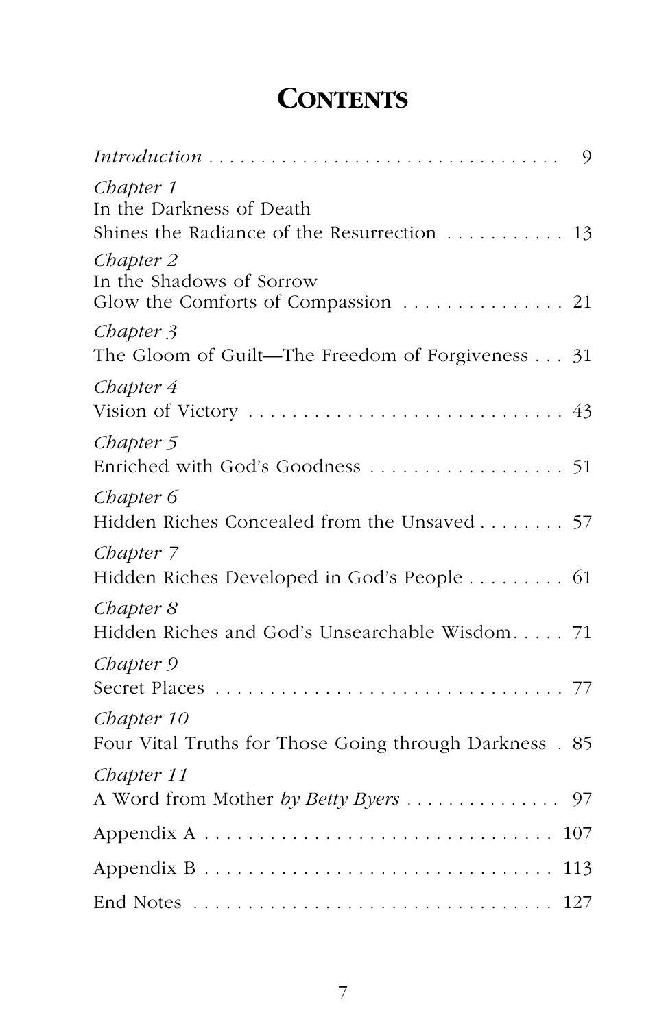# Contents

*Introduction* . . . . . . . . . . . . . . . . . . . . . . . . . . . . . . . . . . 9

*Chapter 1*
In the Darkness of Death
Shines the Radiance of the Resurrection . . . . . . . . . . . 13

*Chapter 2*
In the Shadows of Sorrow
Glow the Comforts of Compassion . . . . . . . . . . . . . . . 21

*Chapter 3*
The Gloom of Guilt—The Freedom of Forgiveness . . . 31

*Chapter 4*
Vision of Victory . . . . . . . . . . . . . . . . . . . . . . . . . . . . 43

*Chapter 5*
Enriched with God's Goodness . . . . . . . . . . . . . . . . . . 51

*Chapter 6*
Hidden Riches Concealed from the Unsaved . . . . . . . . 57

*Chapter 7*
Hidden Riches Developed in God's People . . . . . . . . . 61

*Chapter 8*
Hidden Riches and God's Unsearchable Wisdom. . . . . 71

*Chapter 9*
Secret Places . . . . . . . . . . . . . . . . . . . . . . . . . . . . . . . 77

*Chapter 10*
Four Vital Truths for Those Going through Darkness . 85

*Chapter 11*
A Word from Mother *by Betty Byers* . . . . . . . . . . . . . . . 97

Appendix A . . . . . . . . . . . . . . . . . . . . . . . . . . . . . . . . 107

Appendix B . . . . . . . . . . . . . . . . . . . . . . . . . . . . . . . . 113

End Notes . . . . . . . . . . . . . . . . . . . . . . . . . . . . . . . . . 127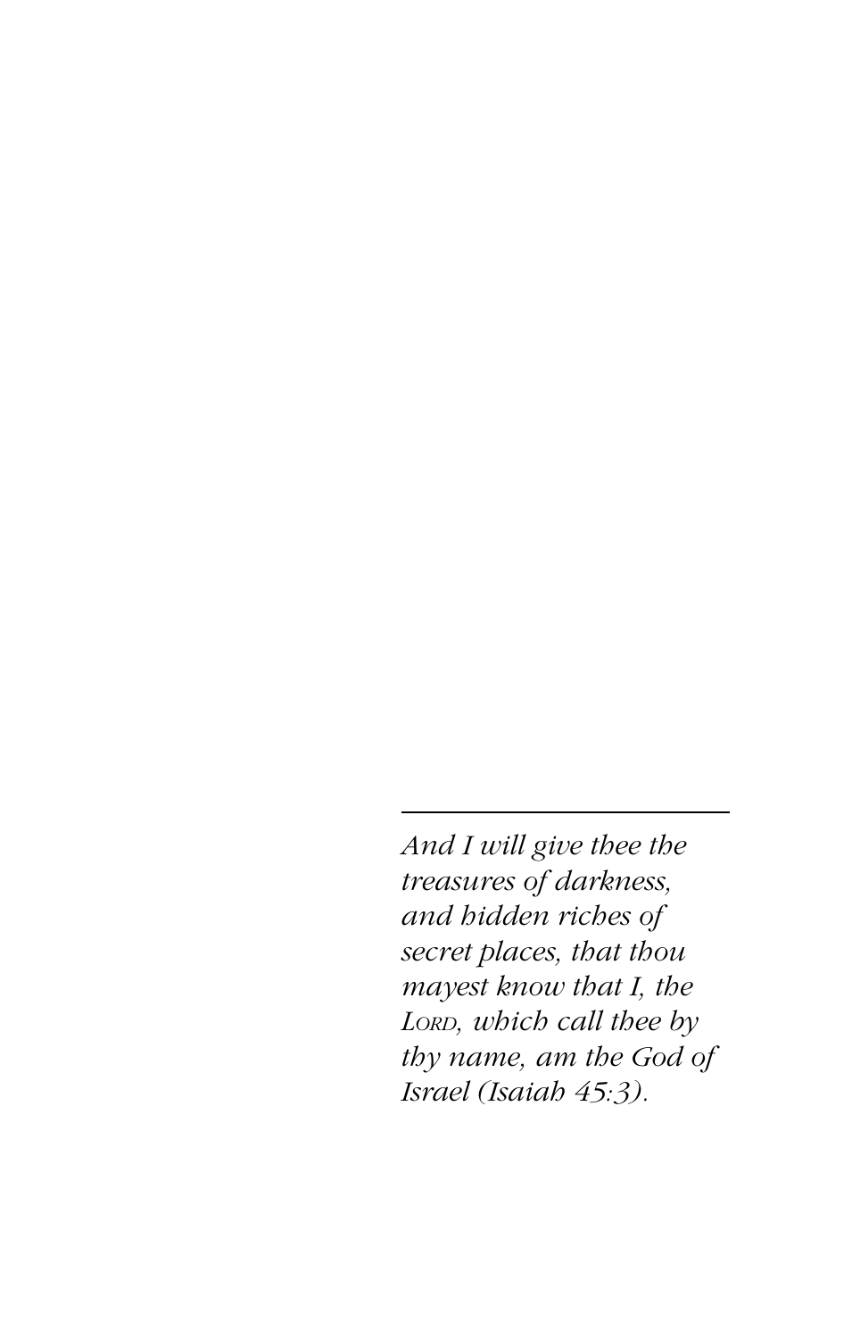---

*And I will give thee the treasures of darkness, and hidden riches of secret places, that thou mayest know that I, the* L*ORD, which call thee by thy name, am the God of Israel (Isaiah 45:3).*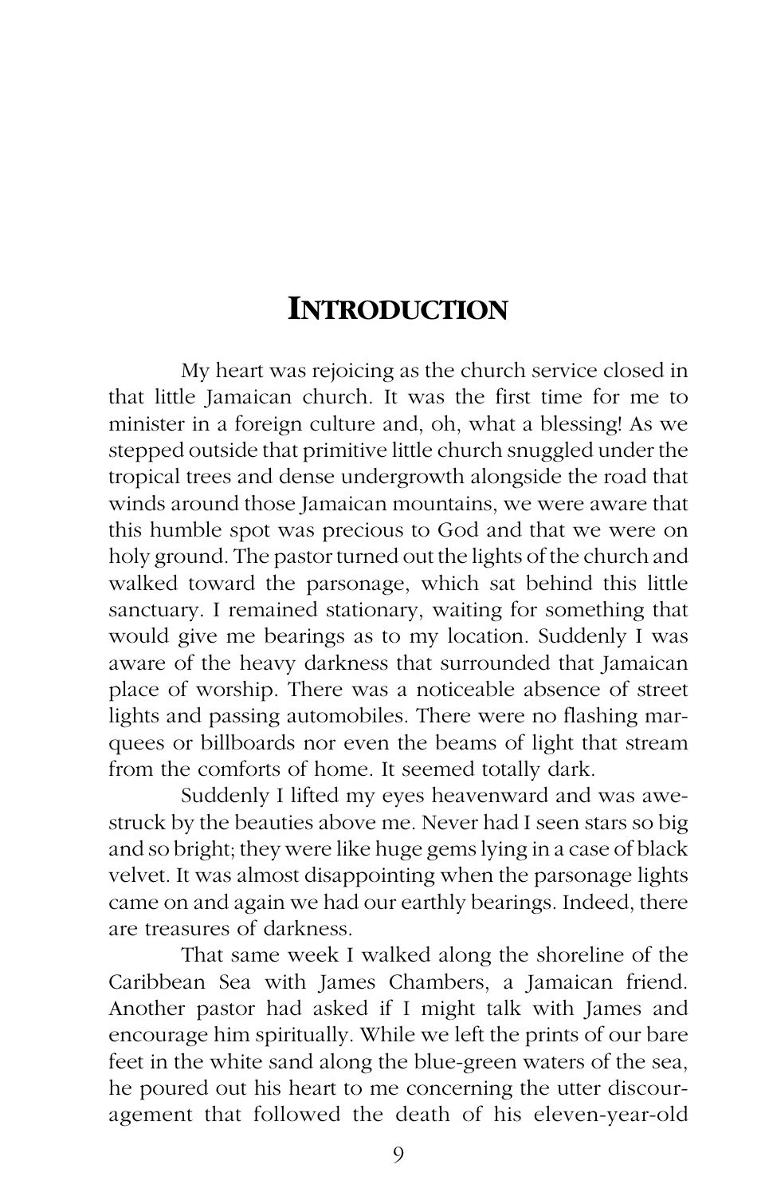# INTRODUCTION

My heart was rejoicing as the church service closed in that little Jamaican church. It was the first time for me to minister in a foreign culture and, oh, what a blessing! As we stepped outside that primitive little church snuggled under the tropical trees and dense undergrowth alongside the road that winds around those Jamaican mountains, we were aware that this humble spot was precious to God and that we were on holy ground. The pastor turned out the lights of the church and walked toward the parsonage, which sat behind this little sanctuary. I remained stationary, waiting for something that would give me bearings as to my location. Suddenly I was aware of the heavy darkness that surrounded that Jamaican place of worship. There was a noticeable absence of street lights and passing automobiles. There were no flashing marquees or billboards nor even the beams of light that stream from the comforts of home. It seemed totally dark.

Suddenly I lifted my eyes heavenward and was awestruck by the beauties above me. Never had I seen stars so big and so bright; they were like huge gems lying in a case of black velvet. It was almost disappointing when the parsonage lights came on and again we had our earthly bearings. Indeed, there are treasures of darkness.

That same week I walked along the shoreline of the Caribbean Sea with James Chambers, a Jamaican friend. Another pastor had asked if I might talk with James and encourage him spiritually. While we left the prints of our bare feet in the white sand along the blue-green waters of the sea, he poured out his heart to me concerning the utter discouragement that followed the death of his eleven-year-old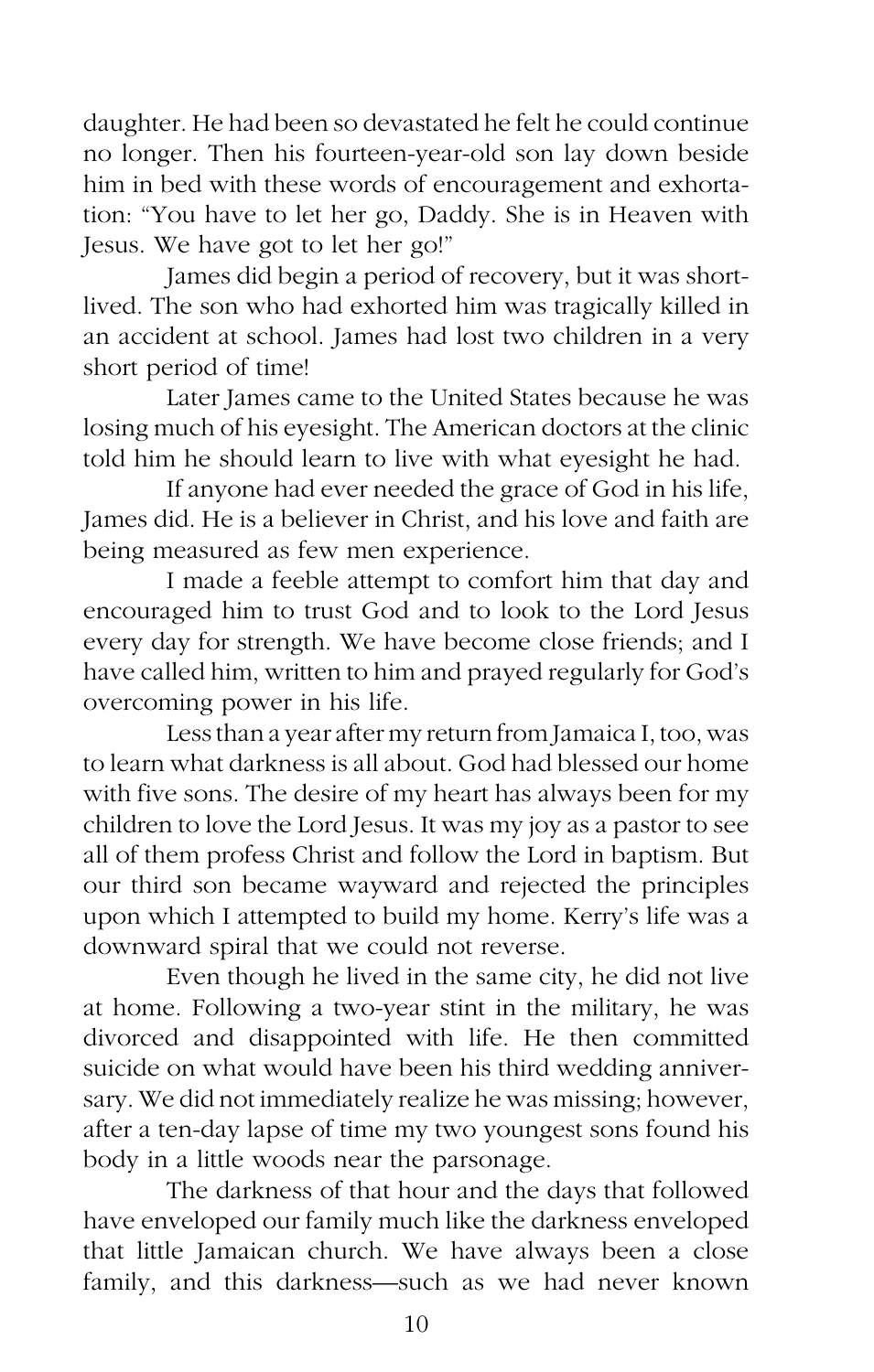daughter. He had been so devastated he felt he could continue no longer. Then his fourteen-year-old son lay down beside him in bed with these words of encouragement and exhortation: "You have to let her go, Daddy. She is in Heaven with Jesus. We have got to let her go!"

James did begin a period of recovery, but it was short-lived. The son who had exhorted him was tragically killed in an accident at school. James had lost two children in a very short period of time!

Later James came to the United States because he was losing much of his eyesight. The American doctors at the clinic told him he should learn to live with what eyesight he had.

If anyone had ever needed the grace of God in his life, James did. He is a believer in Christ, and his love and faith are being measured as few men experience.

I made a feeble attempt to comfort him that day and encouraged him to trust God and to look to the Lord Jesus every day for strength. We have become close friends; and I have called him, written to him and prayed regularly for God's overcoming power in his life.

Less than a year after my return from Jamaica I, too, was to learn what darkness is all about. God had blessed our home with five sons. The desire of my heart has always been for my children to love the Lord Jesus. It was my joy as a pastor to see all of them profess Christ and follow the Lord in baptism. But our third son became wayward and rejected the principles upon which I attempted to build my home. Kerry's life was a downward spiral that we could not reverse.

Even though he lived in the same city, he did not live at home. Following a two-year stint in the military, he was divorced and disappointed with life. He then committed suicide on what would have been his third wedding anniversary. We did not immediately realize he was missing; however, after a ten-day lapse of time my two youngest sons found his body in a little woods near the parsonage.

The darkness of that hour and the days that followed have enveloped our family much like the darkness enveloped that little Jamaican church. We have always been a close family, and this darkness—such as we had never known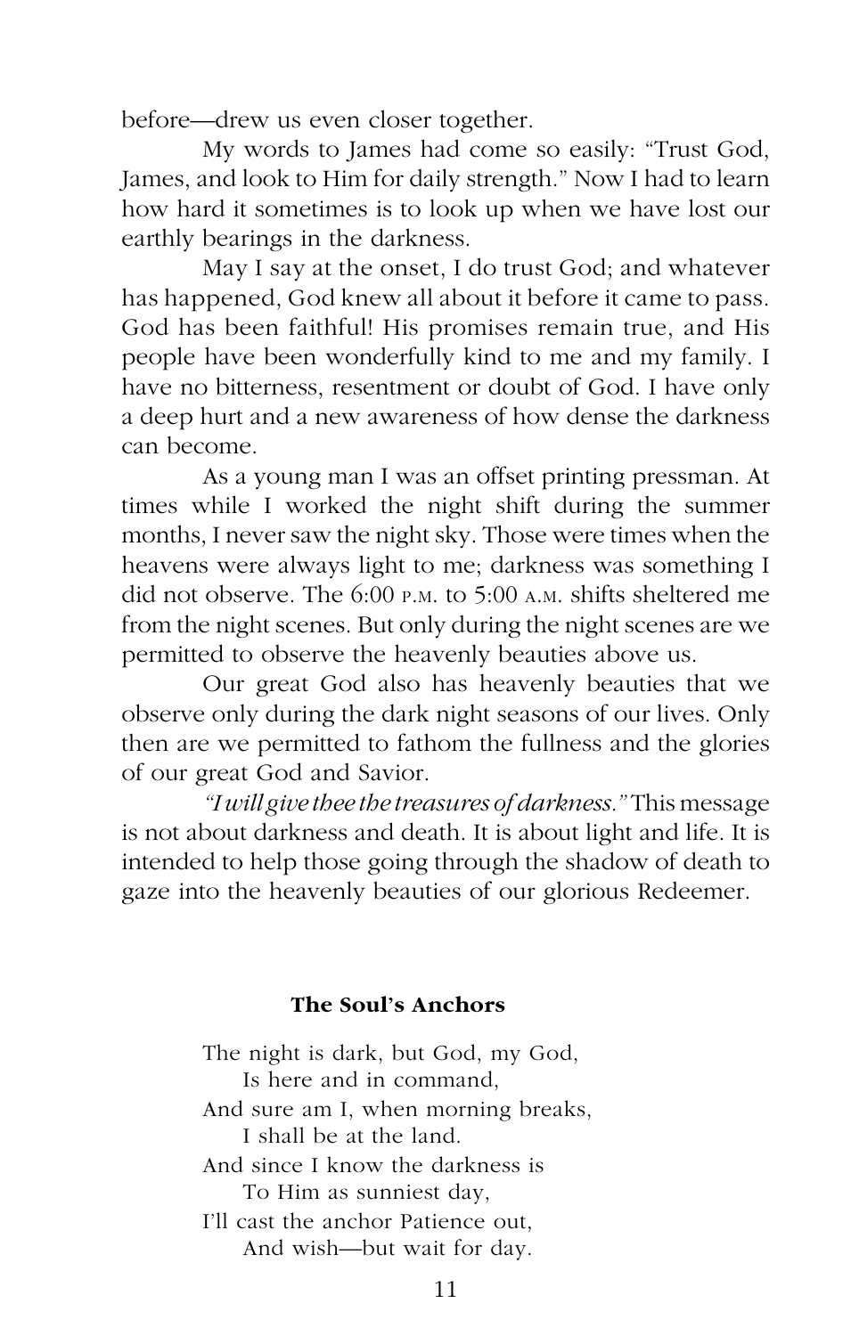before—drew us even closer together.

My words to James had come so easily: "Trust God, James, and look to Him for daily strength." Now I had to learn how hard it sometimes is to look up when we have lost our earthly bearings in the darkness.

May I say at the onset, I do trust God; and whatever has happened, God knew all about it before it came to pass. God has been faithful! His promises remain true, and His people have been wonderfully kind to me and my family. I have no bitterness, resentment or doubt of God. I have only a deep hurt and a new awareness of how dense the darkness can become.

As a young man I was an offset printing pressman. At times while I worked the night shift during the summer months, I never saw the night sky. Those were times when the heavens were always light to me; darkness was something I did not observe. The 6:00 P.M. to 5:00 A.M. shifts sheltered me from the night scenes. But only during the night scenes are we permitted to observe the heavenly beauties above us.

Our great God also has heavenly beauties that we observe only during the dark night seasons of our lives. Only then are we permitted to fathom the fullness and the glories of our great God and Savior.

*"I will give thee the treasures of darkness."* This message is not about darkness and death. It is about light and life. It is intended to help those going through the shadow of death to gaze into the heavenly beauties of our glorious Redeemer.

**The Soul's Anchors**

The night is dark, but God, my God,
Is here and in command,
And sure am I, when morning breaks,
I shall be at the land.
And since I know the darkness is
To Him as sunniest day,
I'll cast the anchor Patience out,
And wish—but wait for day.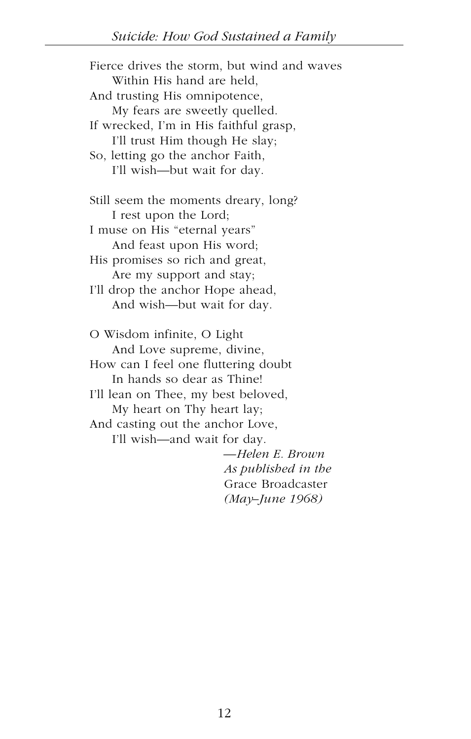Fierce drives the storm, but wind and waves
    Within His hand are held,
And trusting His omnipotence,
    My fears are sweetly quelled.
If wrecked, I'm in His faithful grasp,
    I'll trust Him though He slay;
So, letting go the anchor Faith,
    I'll wish—but wait for day.

Still seem the moments dreary, long?
    I rest upon the Lord;
I muse on His "eternal years"
    And feast upon His word;
His promises so rich and great,
    Are my support and stay;
I'll drop the anchor Hope ahead,
    And wish—but wait for day.

O Wisdom infinite, O Light
    And Love supreme, divine,
How can I feel one fluttering doubt
    In hands so dear as Thine!
I'll lean on Thee, my best beloved,
    My heart on Thy heart lay;
And casting out the anchor Love,
    I'll wish—and wait for day.

*—Helen E. Brown*
*As published in the* Grace Broadcaster
*(May–June 1968)*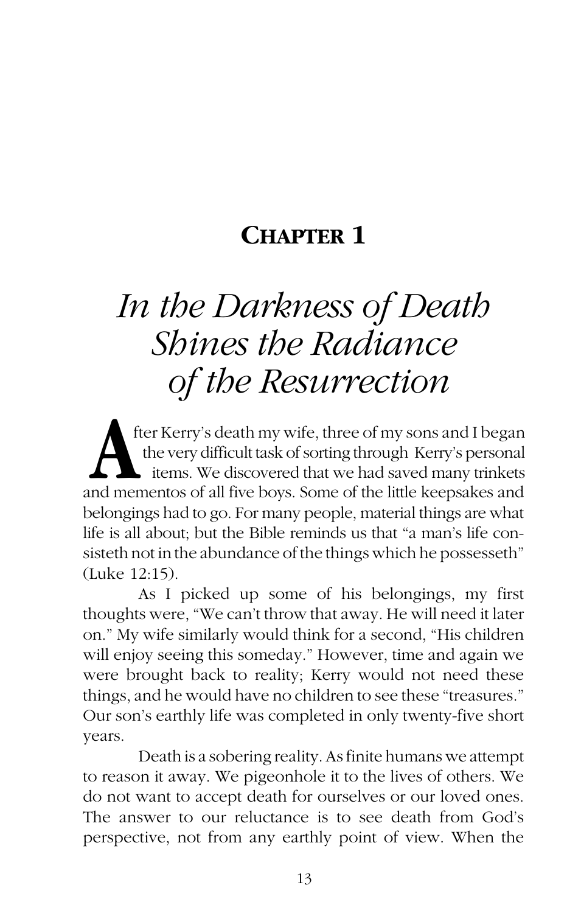## CHAPTER 1

# *In the Darkness of Death Shines the Radiance of the Resurrection*

After Kerry's death my wife, three of my sons and I began the very difficult task of sorting through Kerry's personal items. We discovered that we had saved many trinkets and mementos of all five boys. Some of the little keepsakes and belongings had to go. For many people, material things are what life is all about; but the Bible reminds us that "a man's life consisteth not in the abundance of the things which he possesseth" (Luke 12:15).

As I picked up some of his belongings, my first thoughts were, "We can't throw that away. He will need it later on." My wife similarly would think for a second, "His children will enjoy seeing this someday." However, time and again we were brought back to reality; Kerry would not need these things, and he would have no children to see these "treasures." Our son's earthly life was completed in only twenty-five short years.

Death is a sobering reality. As finite humans we attempt to reason it away. We pigeonhole it to the lives of others. We do not want to accept death for ourselves or our loved ones. The answer to our reluctance is to see death from God's perspective, not from any earthly point of view. When the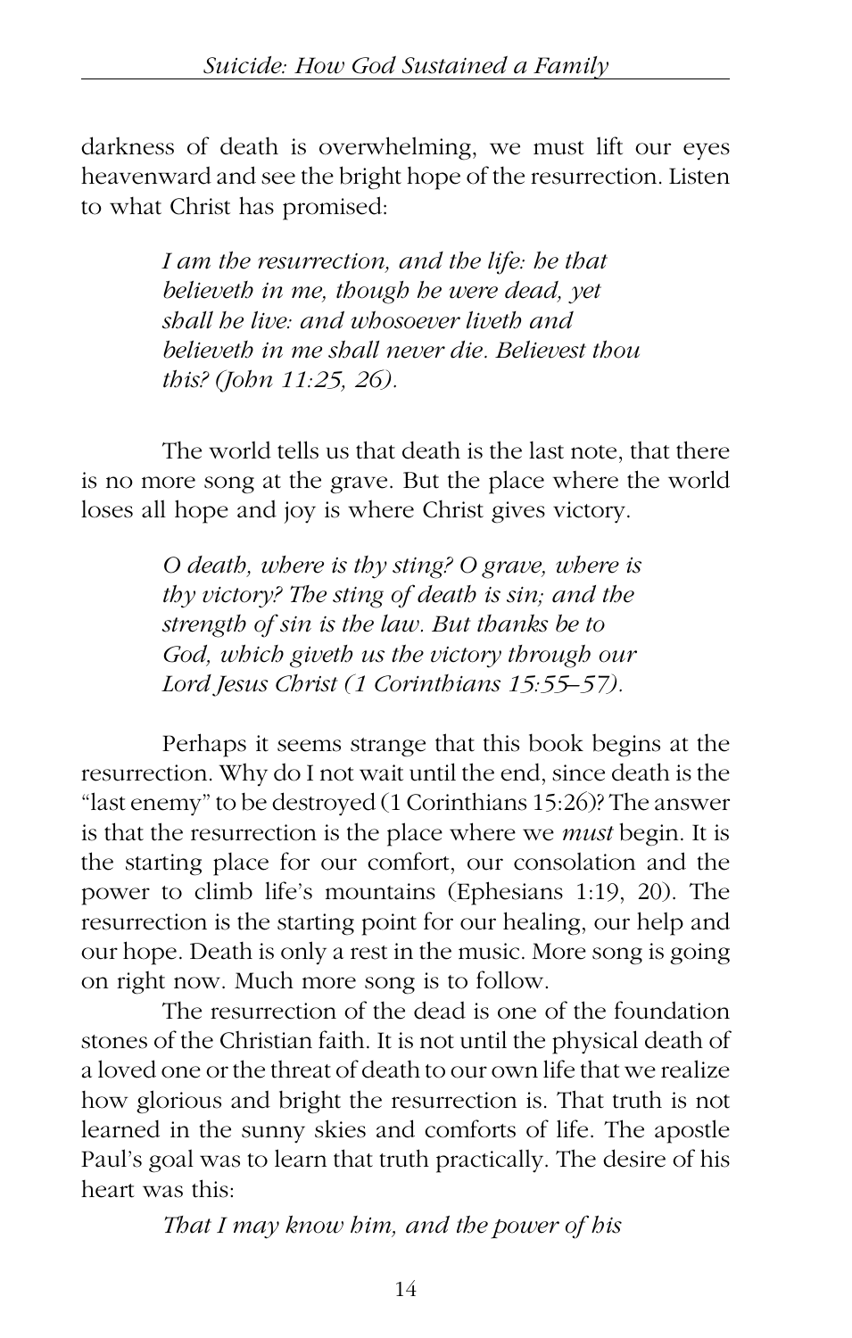darkness of death is overwhelming, we must lift our eyes heavenward and see the bright hope of the resurrection. Listen to what Christ has promised:

> *I am the resurrection, and the life: he that believeth in me, though he were dead, yet shall he live: and whosoever liveth and believeth in me shall never die. Believest thou this? (John 11:25, 26).*

The world tells us that death is the last note, that there is no more song at the grave. But the place where the world loses all hope and joy is where Christ gives victory.

> *O death, where is thy sting? O grave, where is thy victory? The sting of death is sin; and the strength of sin is the law. But thanks be to God, which giveth us the victory through our Lord Jesus Christ (1 Corinthians 15:55–57).*

Perhaps it seems strange that this book begins at the resurrection. Why do I not wait until the end, since death is the "last enemy" to be destroyed (1 Corinthians 15:26)? The answer is that the resurrection is the place where we *must* begin. It is the starting place for our comfort, our consolation and the power to climb life's mountains (Ephesians 1:19, 20). The resurrection is the starting point for our healing, our help and our hope. Death is only a rest in the music. More song is going on right now. Much more song is to follow.

The resurrection of the dead is one of the foundation stones of the Christian faith. It is not until the physical death of a loved one or the threat of death to our own life that we realize how glorious and bright the resurrection is. That truth is not learned in the sunny skies and comforts of life. The apostle Paul's goal was to learn that truth practically. The desire of his heart was this:

> *That I may know him, and the power of his*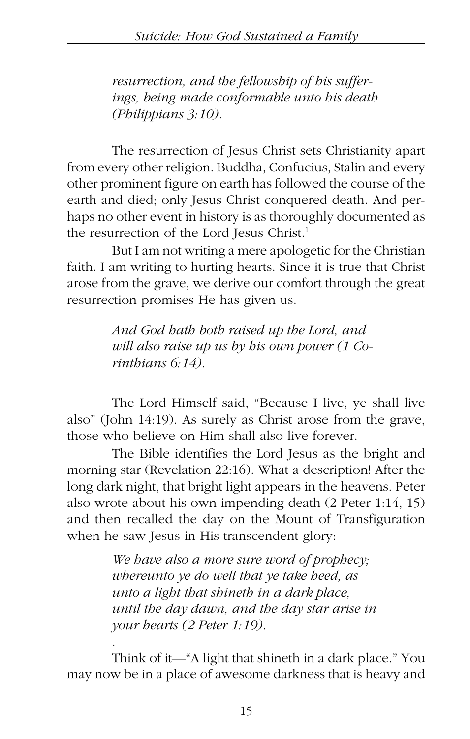*resurrection, and the fellowship of his sufferings, being made conformable unto his death (Philippians 3:10).*

The resurrection of Jesus Christ sets Christianity apart from every other religion. Buddha, Confucius, Stalin and every other prominent figure on earth has followed the course of the earth and died; only Jesus Christ conquered death. And perhaps no other event in history is as thoroughly documented as the resurrection of the Lord Jesus Christ.[1]

But I am not writing a mere apologetic for the Christian faith. I am writing to hurting hearts. Since it is true that Christ arose from the grave, we derive our comfort through the great resurrection promises He has given us.

*And God hath both raised up the Lord, and will also raise up us by his own power (1 Corinthians 6:14).*

The Lord Himself said, "Because I live, ye shall live also" (John 14:19). As surely as Christ arose from the grave, those who believe on Him shall also live forever.

The Bible identifies the Lord Jesus as the bright and morning star (Revelation 22:16). What a description! After the long dark night, that bright light appears in the heavens. Peter also wrote about his own impending death (2 Peter 1:14, 15) and then recalled the day on the Mount of Transfiguration when he saw Jesus in His transcendent glory:

*We have also a more sure word of prophecy; whereunto ye do well that ye take heed, as unto a light that shineth in a dark place, until the day dawn, and the day star arise in your hearts (2 Peter 1:19).*

Think of it—"A light that shineth in a dark place." You may now be in a place of awesome darkness that is heavy and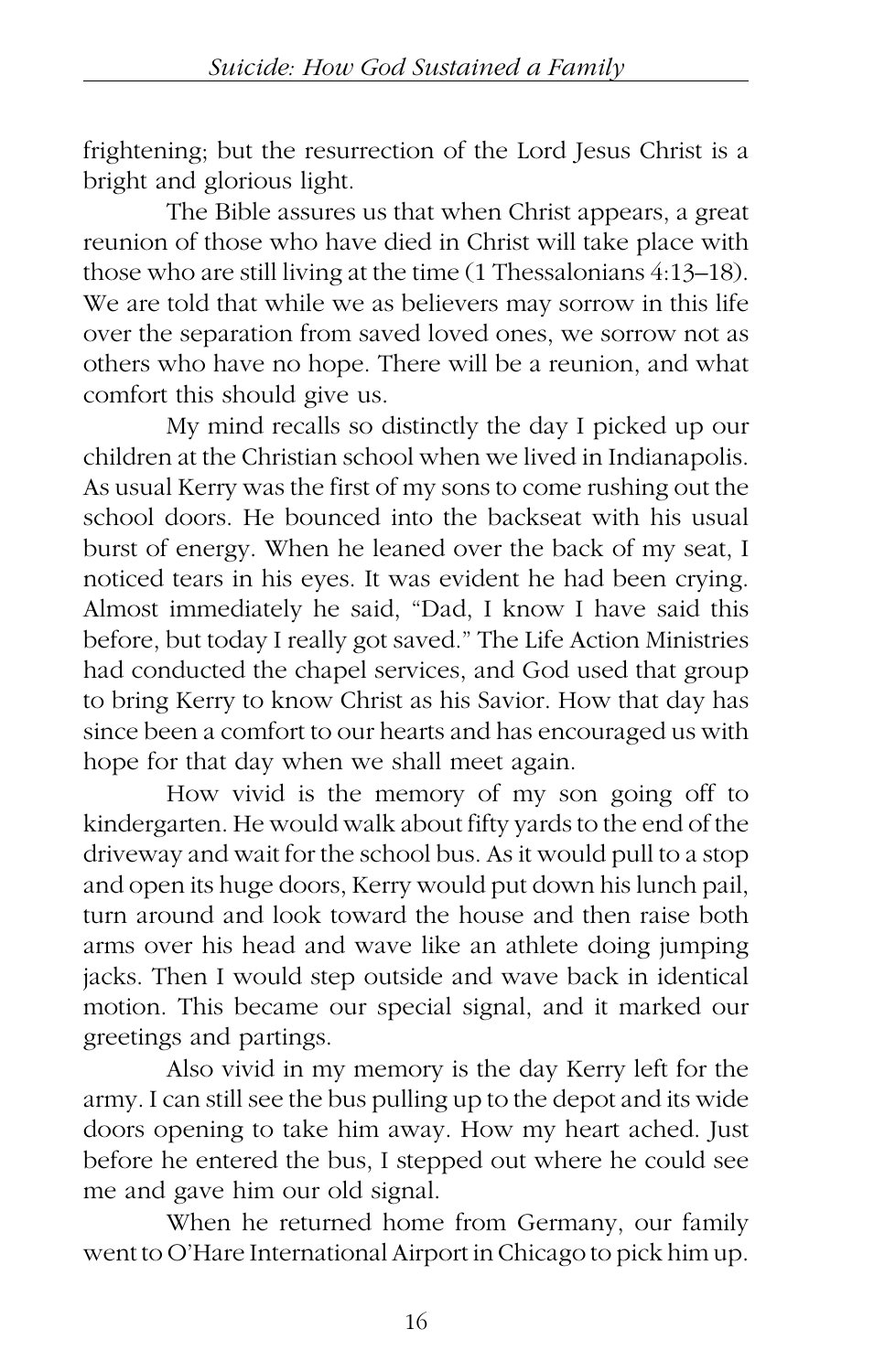frightening; but the resurrection of the Lord Jesus Christ is a bright and glorious light.

The Bible assures us that when Christ appears, a great reunion of those who have died in Christ will take place with those who are still living at the time (1 Thessalonians 4:13–18). We are told that while we as believers may sorrow in this life over the separation from saved loved ones, we sorrow not as others who have no hope. There will be a reunion, and what comfort this should give us.

My mind recalls so distinctly the day I picked up our children at the Christian school when we lived in Indianapolis. As usual Kerry was the first of my sons to come rushing out the school doors. He bounced into the backseat with his usual burst of energy. When he leaned over the back of my seat, I noticed tears in his eyes. It was evident he had been crying. Almost immediately he said, "Dad, I know I have said this before, but today I really got saved." The Life Action Ministries had conducted the chapel services, and God used that group to bring Kerry to know Christ as his Savior. How that day has since been a comfort to our hearts and has encouraged us with hope for that day when we shall meet again.

How vivid is the memory of my son going off to kindergarten. He would walk about fifty yards to the end of the driveway and wait for the school bus. As it would pull to a stop and open its huge doors, Kerry would put down his lunch pail, turn around and look toward the house and then raise both arms over his head and wave like an athlete doing jumping jacks. Then I would step outside and wave back in identical motion. This became our special signal, and it marked our greetings and partings.

Also vivid in my memory is the day Kerry left for the army. I can still see the bus pulling up to the depot and its wide doors opening to take him away. How my heart ached. Just before he entered the bus, I stepped out where he could see me and gave him our old signal.

When he returned home from Germany, our family went to O'Hare International Airport in Chicago to pick him up.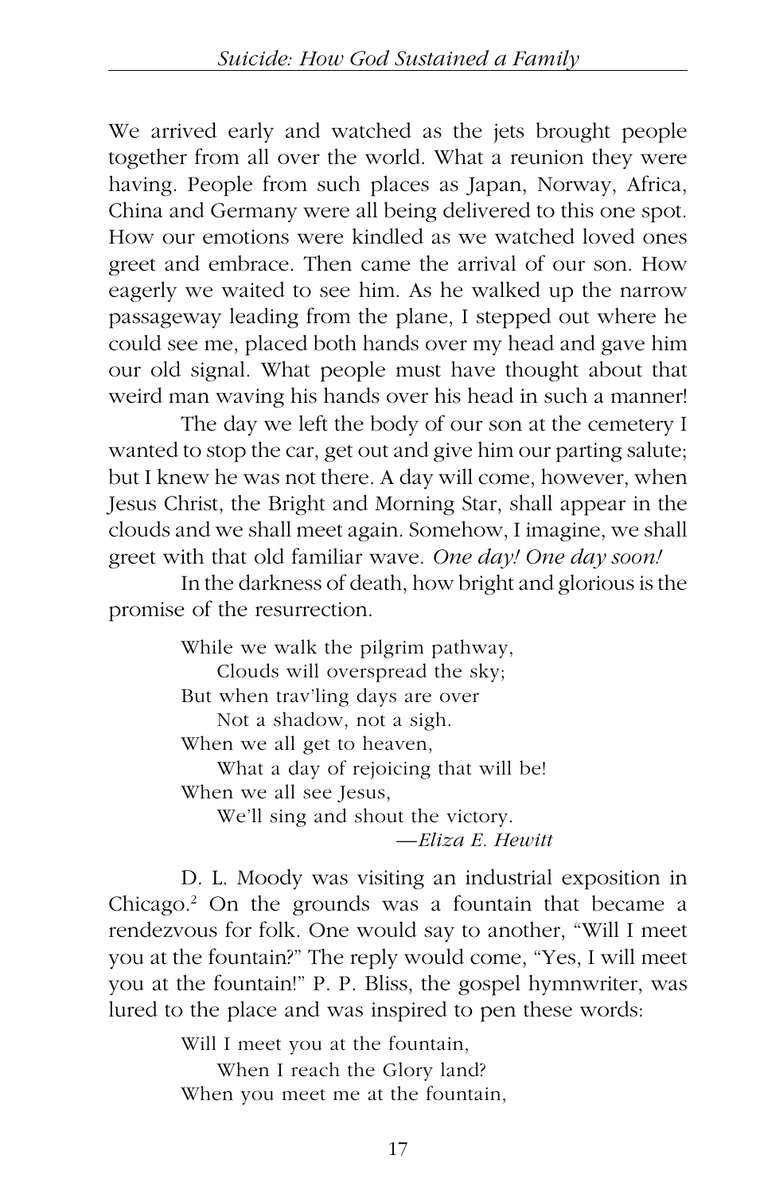We arrived early and watched as the jets brought people together from all over the world. What a reunion they were having. People from such places as Japan, Norway, Africa, China and Germany were all being delivered to this one spot. How our emotions were kindled as we watched loved ones greet and embrace. Then came the arrival of our son. How eagerly we waited to see him. As he walked up the narrow passageway leading from the plane, I stepped out where he could see me, placed both hands over my head and gave him our old signal. What people must have thought about that weird man waving his hands over his head in such a manner!

The day we left the body of our son at the cemetery I wanted to stop the car, get out and give him our parting salute; but I knew he was not there. A day will come, however, when Jesus Christ, the Bright and Morning Star, shall appear in the clouds and we shall meet again. Somehow, I imagine, we shall greet with that old familiar wave. *One day! One day soon!*

In the darkness of death, how bright and glorious is the promise of the resurrection.

> While we walk the pilgrim pathway,
> Clouds will overspread the sky;
> But when trav'ling days are over
> Not a shadow, not a sigh.
> When we all get to heaven,
> What a day of rejoicing that will be!
> When we all see Jesus,
> We'll sing and shout the victory.
>
> —*Eliza E. Hewitt*

D. L. Moody was visiting an industrial exposition in Chicago.[2] On the grounds was a fountain that became a rendezvous for folk. One would say to another, "Will I meet you at the fountain?" The reply would come, "Yes, I will meet you at the fountain!" P. P. Bliss, the gospel hymnwriter, was lured to the place and was inspired to pen these words:

> Will I meet you at the fountain,
> When I reach the Glory land?
> When you meet me at the fountain,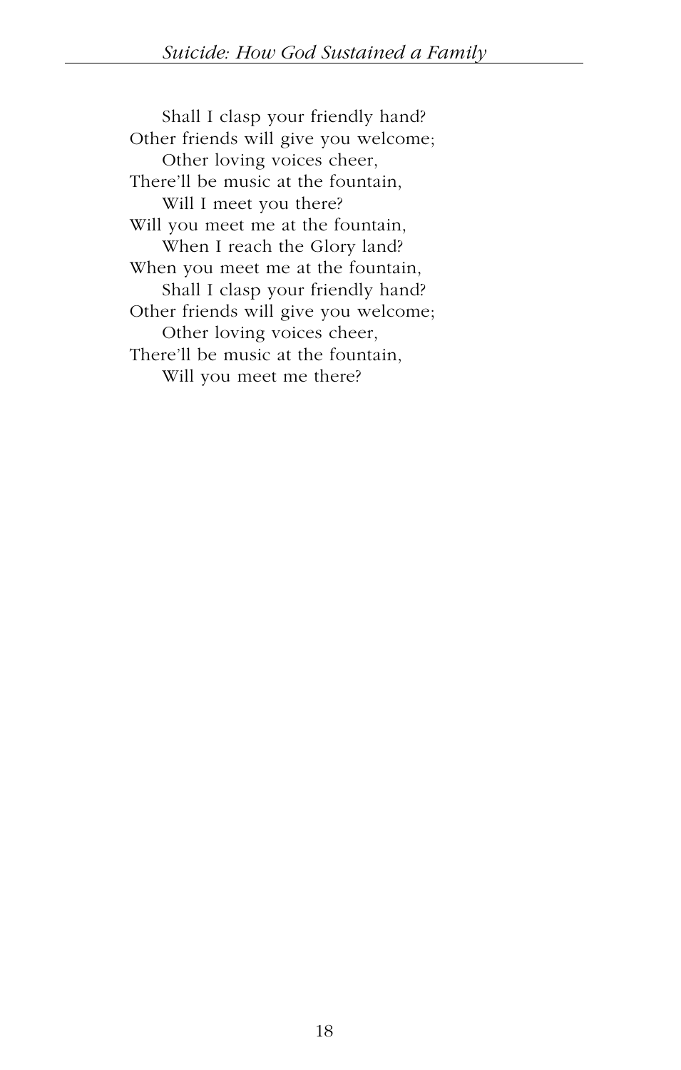Shall I clasp your friendly hand?  
Other friends will give you welcome;  
Other loving voices cheer,  
There'll be music at the fountain,  
Will I meet you there?  
Will you meet me at the fountain,  
When I reach the Glory land?  
When you meet me at the fountain,  
Shall I clasp your friendly hand?  
Other friends will give you welcome;  
Other loving voices cheer,  
There'll be music at the fountain,  
Will you meet me there?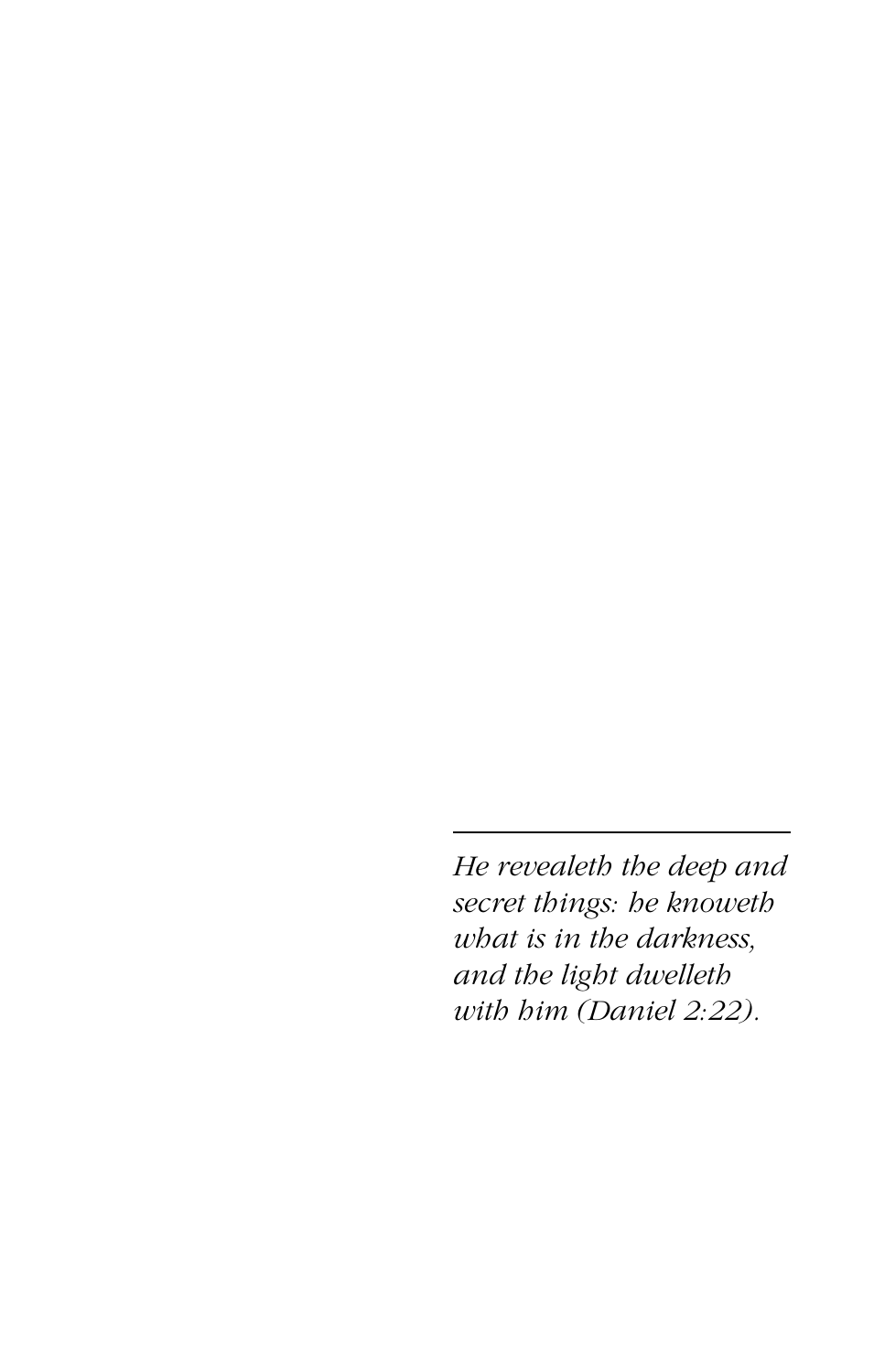---

*He revealeth the deep and secret things: he knoweth what is in the darkness, and the light dwelleth with him (Daniel 2:22).*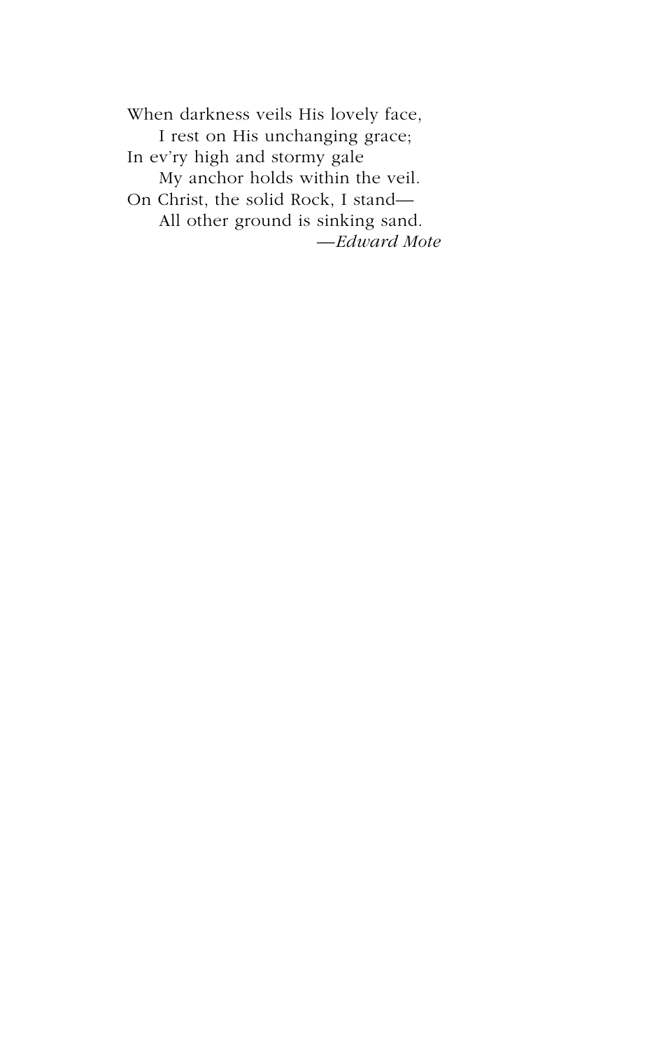When darkness veils His lovely face,  
I rest on His unchanging grace;  
In ev'ry high and stormy gale  
My anchor holds within the veil.  
On Christ, the solid Rock, I stand—  
All other ground is sinking sand.  
—*Edward Mote*